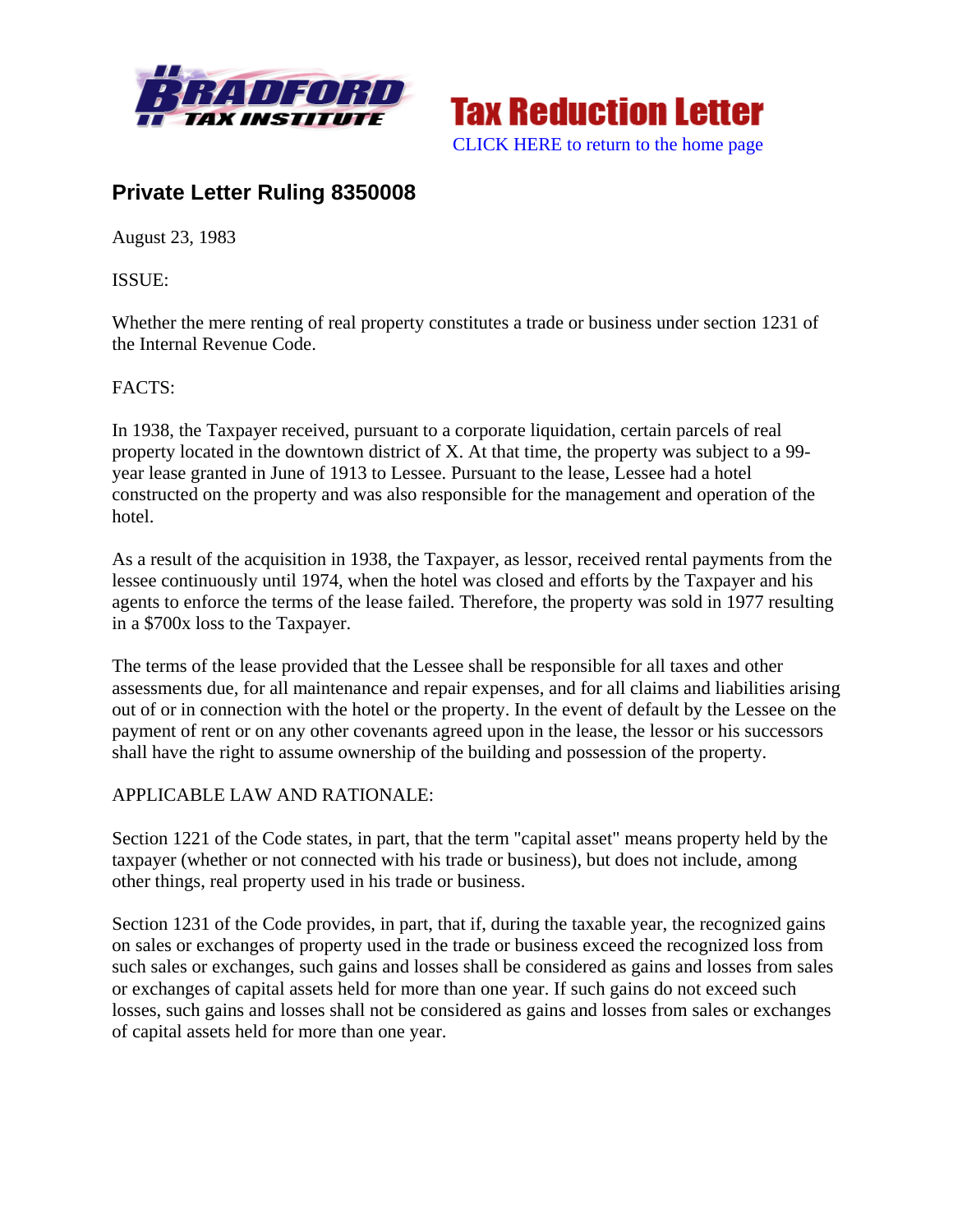Tax Reduction Letter

CLICK HERE to return to the home page

## Private Letter Ruling 8350008

August 23, 1983

ISSUE:

Whether the mere renting of real property constitutes a trade or business under section 1231 of the Internal Revenue Code.

FACTS:

In 1938, the Taxpayer received, pursuant to a corporate liquidation, certain parcels of real property located in the downtown district of X. At that time, the property was subject to a 99-year lease granted in June of 1913 to Lessee. Pursuant to the lease, Lessee had a hotel constructed on the property and was also responsible for the management and operation of the hotel.

As a result of the acquisition in 1938, the Taxpayer, as lessor, received rental payments from the lessee continuously until 1974, when the hotel was closed and efforts by the Taxpayer and his agents to enforce the terms of the lease failed. Therefore, the property was sold in 1977 resulting in a $700x loss to the Taxpayer.

The terms of the lease provided that the Lessee shall be responsible for all taxes and other assessments due, for all maintenance and repair expenses, and for all claims and liabilities arising out of or in connection with the hotel or the property. In the event of default by the Lessee on the payment of rent or on any other covenants agreed upon in the lease, the lessor or his successors shall have the right to assume ownership of the building and possession of the property.

APPLICABLE LAW AND RATIONALE:

Section 1221 of the Code states, in part, that the term "capital asset" means property held by the taxpayer (whether or not connected with his trade or business), but does not include, among other things, real property used in his trade or business.

Section 1231 of the Code provides, in part, that if, during the taxable year, the recognized gains on sales or exchanges of property used in the trade or business exceed the recognized loss from such sales or exchanges, such gains and losses shall be considered as gains and losses from sales or exchanges of capital assets held for more than one year. If such gains do not exceed such losses, such gains and losses shall not be considered as gains and losses from sales or exchanges of capital assets held for more than one year.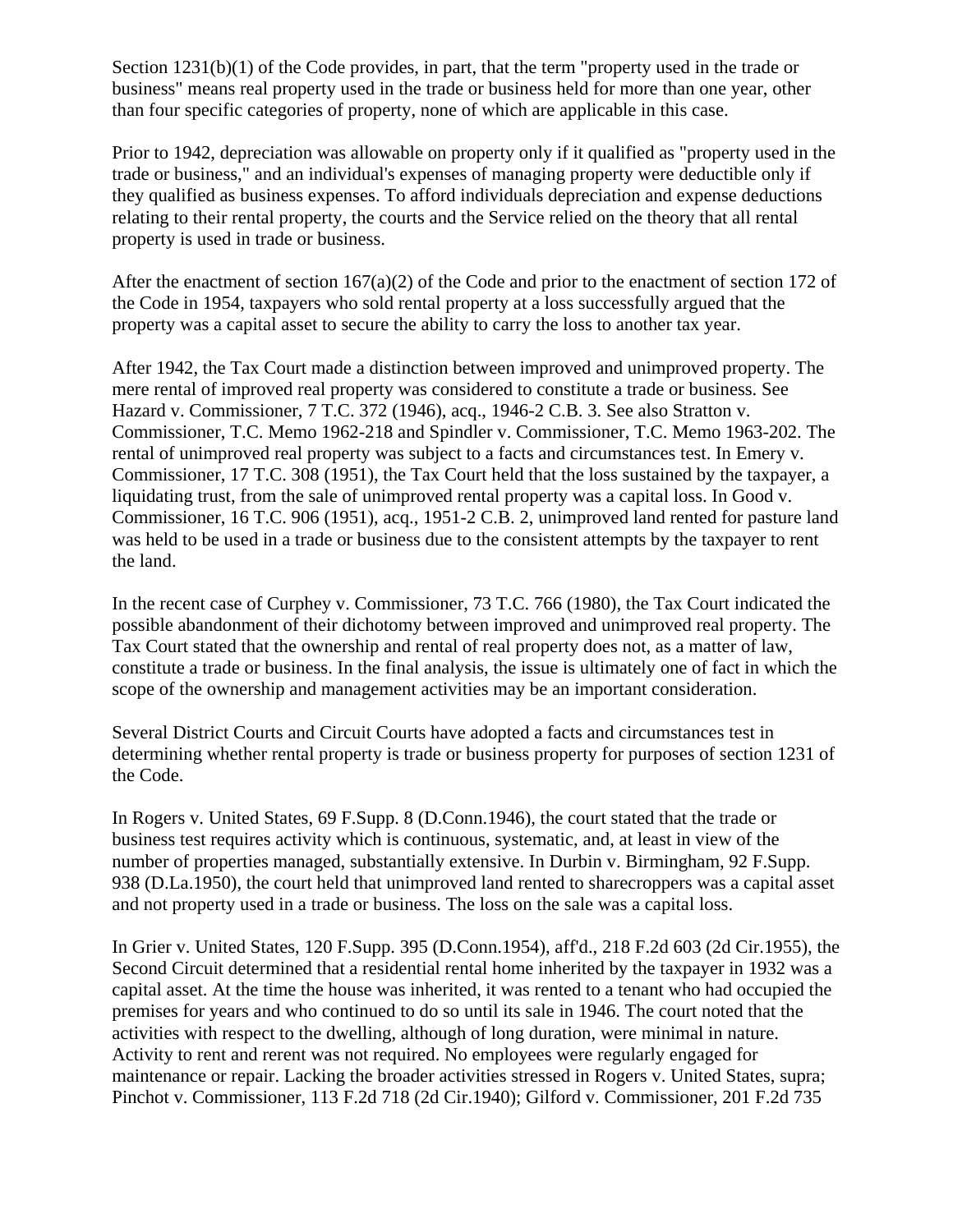Section 1231(b)(1) of the Code provides, in part, that the term "property used in the trade or business" means real property used in the trade or business held for more than one year, other than four specific categories of property, none of which are applicable in this case.

Prior to 1942, depreciation was allowable on property only if it qualified as "property used in the trade or business," and an individual's expenses of managing property were deductible only if they qualified as business expenses. To afford individuals depreciation and expense deductions relating to their rental property, the courts and the Service relied on the theory that all rental property is used in trade or business.

After the enactment of section 167(a)(2) of the Code and prior to the enactment of section 172 of the Code in 1954, taxpayers who sold rental property at a loss successfully argued that the property was a capital asset to secure the ability to carry the loss to another tax year.

After 1942, the Tax Court made a distinction between improved and unimproved property. The mere rental of improved real property was considered to constitute a trade or business. See Hazard v. Commissioner, 7 T.C. 372 (1946), acq., 1946-2 C.B. 3. See also Stratton v. Commissioner, T.C. Memo 1962-218 and Spindler v. Commissioner, T.C. Memo 1963-202. The rental of unimproved real property was subject to a facts and circumstances test. In Emery v. Commissioner, 17 T.C. 308 (1951), the Tax Court held that the loss sustained by the taxpayer, a liquidating trust, from the sale of unimproved rental property was a capital loss. In Good v. Commissioner, 16 T.C. 906 (1951), acq., 1951-2 C.B. 2, unimproved land rented for pasture land was held to be used in a trade or business due to the consistent attempts by the taxpayer to rent the land.

In the recent case of Curphey v. Commissioner, 73 T.C. 766 (1980), the Tax Court indicated the possible abandonment of their dichotomy between improved and unimproved real property. The Tax Court stated that the ownership and rental of real property does not, as a matter of law, constitute a trade or business. In the final analysis, the issue is ultimately one of fact in which the scope of the ownership and management activities may be an important consideration.

Several District Courts and Circuit Courts have adopted a facts and circumstances test in determining whether rental property is trade or business property for purposes of section 1231 of the Code.

In Rogers v. United States, 69 F.Supp. 8 (D.Conn.1946), the court stated that the trade or business test requires activity which is continuous, systematic, and, at least in view of the number of properties managed, substantially extensive. In Durbin v. Birmingham, 92 F.Supp. 938 (D.La.1950), the court held that unimproved land rented to sharecroppers was a capital asset and not property used in a trade or business. The loss on the sale was a capital loss.

In Grier v. United States, 120 F.Supp. 395 (D.Conn.1954), aff'd., 218 F.2d 603 (2d Cir.1955), the Second Circuit determined that a residential rental home inherited by the taxpayer in 1932 was a capital asset. At the time the house was inherited, it was rented to a tenant who had occupied the premises for years and who continued to do so until its sale in 1946. The court noted that the activities with respect to the dwelling, although of long duration, were minimal in nature. Activity to rent and rerent was not required. No employees were regularly engaged for maintenance or repair. Lacking the broader activities stressed in Rogers v. United States, supra; Pinchot v. Commissioner, 113 F.2d 718 (2d Cir.1940); Gilford v. Commissioner, 201 F.2d 735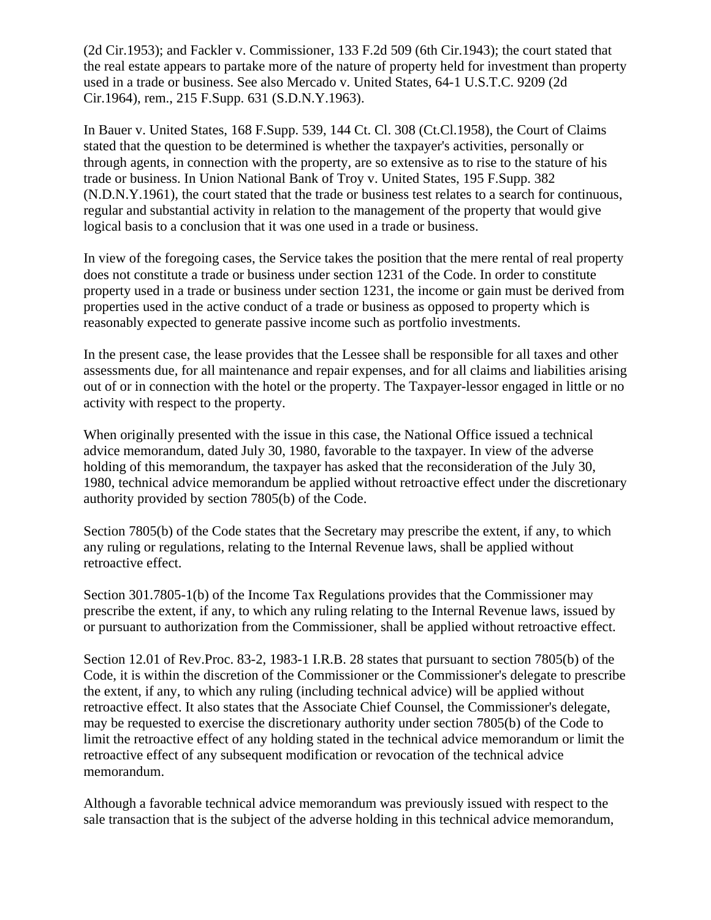(2d Cir.1953); and Fackler v. Commissioner, 133 F.2d 509 (6th Cir.1943); the court stated that the real estate appears to partake more of the nature of property held for investment than property used in a trade or business. See also Mercado v. United States, 64-1 U.S.T.C. 9209 (2d Cir.1964), rem., 215 F.Supp. 631 (S.D.N.Y.1963).

In Bauer v. United States, 168 F.Supp. 539, 144 Ct. Cl. 308 (Ct.Cl.1958), the Court of Claims stated that the question to be determined is whether the taxpayer's activities, personally or through agents, in connection with the property, are so extensive as to rise to the stature of his trade or business. In Union National Bank of Troy v. United States, 195 F.Supp. 382 (N.D.N.Y.1961), the court stated that the trade or business test relates to a search for continuous, regular and substantial activity in relation to the management of the property that would give logical basis to a conclusion that it was one used in a trade or business.

In view of the foregoing cases, the Service takes the position that the mere rental of real property does not constitute a trade or business under section 1231 of the Code. In order to constitute property used in a trade or business under section 1231, the income or gain must be derived from properties used in the active conduct of a trade or business as opposed to property which is reasonably expected to generate passive income such as portfolio investments.

In the present case, the lease provides that the Lessee shall be responsible for all taxes and other assessments due, for all maintenance and repair expenses, and for all claims and liabilities arising out of or in connection with the hotel or the property. The Taxpayer-lessor engaged in little or no activity with respect to the property.

When originally presented with the issue in this case, the National Office issued a technical advice memorandum, dated July 30, 1980, favorable to the taxpayer. In view of the adverse holding of this memorandum, the taxpayer has asked that the reconsideration of the July 30, 1980, technical advice memorandum be applied without retroactive effect under the discretionary authority provided by section 7805(b) of the Code.

Section 7805(b) of the Code states that the Secretary may prescribe the extent, if any, to which any ruling or regulations, relating to the Internal Revenue laws, shall be applied without retroactive effect.

Section 301.7805-1(b) of the Income Tax Regulations provides that the Commissioner may prescribe the extent, if any, to which any ruling relating to the Internal Revenue laws, issued by or pursuant to authorization from the Commissioner, shall be applied without retroactive effect.

Section 12.01 of Rev.Proc. 83-2, 1983-1 I.R.B. 28 states that pursuant to section 7805(b) of the Code, it is within the discretion of the Commissioner or the Commissioner's delegate to prescribe the extent, if any, to which any ruling (including technical advice) will be applied without retroactive effect. It also states that the Associate Chief Counsel, the Commissioner's delegate, may be requested to exercise the discretionary authority under section 7805(b) of the Code to limit the retroactive effect of any holding stated in the technical advice memorandum or limit the retroactive effect of any subsequent modification or revocation of the technical advice memorandum.

Although a favorable technical advice memorandum was previously issued with respect to the sale transaction that is the subject of the adverse holding in this technical advice memorandum,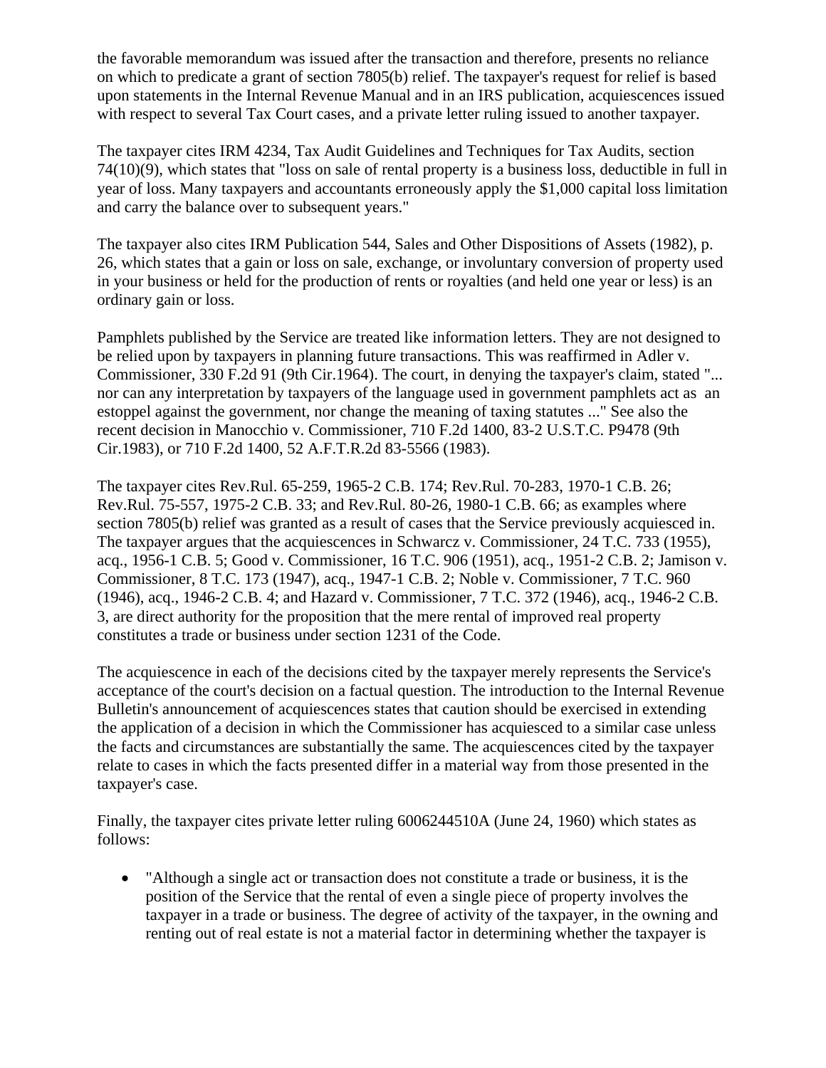the favorable memorandum was issued after the transaction and therefore, presents no reliance on which to predicate a grant of section 7805(b) relief. The taxpayer's request for relief is based upon statements in the Internal Revenue Manual and in an IRS publication, acquiescences issued with respect to several Tax Court cases, and a private letter ruling issued to another taxpayer.

The taxpayer cites IRM 4234, Tax Audit Guidelines and Techniques for Tax Audits, section 74(10)(9), which states that "loss on sale of rental property is a business loss, deductible in full in year of loss. Many taxpayers and accountants erroneously apply the $1,000 capital loss limitation and carry the balance over to subsequent years."

The taxpayer also cites IRM Publication 544, Sales and Other Dispositions of Assets (1982), p. 26, which states that a gain or loss on sale, exchange, or involuntary conversion of property used in your business or held for the production of rents or royalties (and held one year or less) is an ordinary gain or loss.

Pamphlets published by the Service are treated like information letters. They are not designed to be relied upon by taxpayers in planning future transactions. This was reaffirmed in Adler v. Commissioner, 330 F.2d 91 (9th Cir.1964). The court, in denying the taxpayer's claim, stated "... nor can any interpretation by taxpayers of the language used in government pamphlets act as an estoppel against the government, nor change the meaning of taxing statutes ..." See also the recent decision in Manocchio v. Commissioner, 710 F.2d 1400, 83-2 U.S.T.C. P9478 (9th Cir.1983), or 710 F.2d 1400, 52 A.F.T.R.2d 83-5566 (1983).

The taxpayer cites Rev.Rul. 65-259, 1965-2 C.B. 174; Rev.Rul. 70-283, 1970-1 C.B. 26; Rev.Rul. 75-557, 1975-2 C.B. 33; and Rev.Rul. 80-26, 1980-1 C.B. 66; as examples where section 7805(b) relief was granted as a result of cases that the Service previously acquiesced in. The taxpayer argues that the acquiescences in Schwarcz v. Commissioner, 24 T.C. 733 (1955), acq., 1956-1 C.B. 5; Good v. Commissioner, 16 T.C. 906 (1951), acq., 1951-2 C.B. 2; Jamison v. Commissioner, 8 T.C. 173 (1947), acq., 1947-1 C.B. 2; Noble v. Commissioner, 7 T.C. 960 (1946), acq., 1946-2 C.B. 4; and Hazard v. Commissioner, 7 T.C. 372 (1946), acq., 1946-2 C.B. 3, are direct authority for the proposition that the mere rental of improved real property constitutes a trade or business under section 1231 of the Code.

The acquiescence in each of the decisions cited by the taxpayer merely represents the Service's acceptance of the court's decision on a factual question. The introduction to the Internal Revenue Bulletin's announcement of acquiescences states that caution should be exercised in extending the application of a decision in which the Commissioner has acquiesced to a similar case unless the facts and circumstances are substantially the same. The acquiescences cited by the taxpayer relate to cases in which the facts presented differ in a material way from those presented in the taxpayer's case.

Finally, the taxpayer cites private letter ruling 6006244510A (June 24, 1960) which states as follows:

- "Although a single act or transaction does not constitute a trade or business, it is the position of the Service that the rental of even a single piece of property involves the taxpayer in a trade or business. The degree of activity of the taxpayer, in the owning and renting out of real estate is not a material factor in determining whether the taxpayer is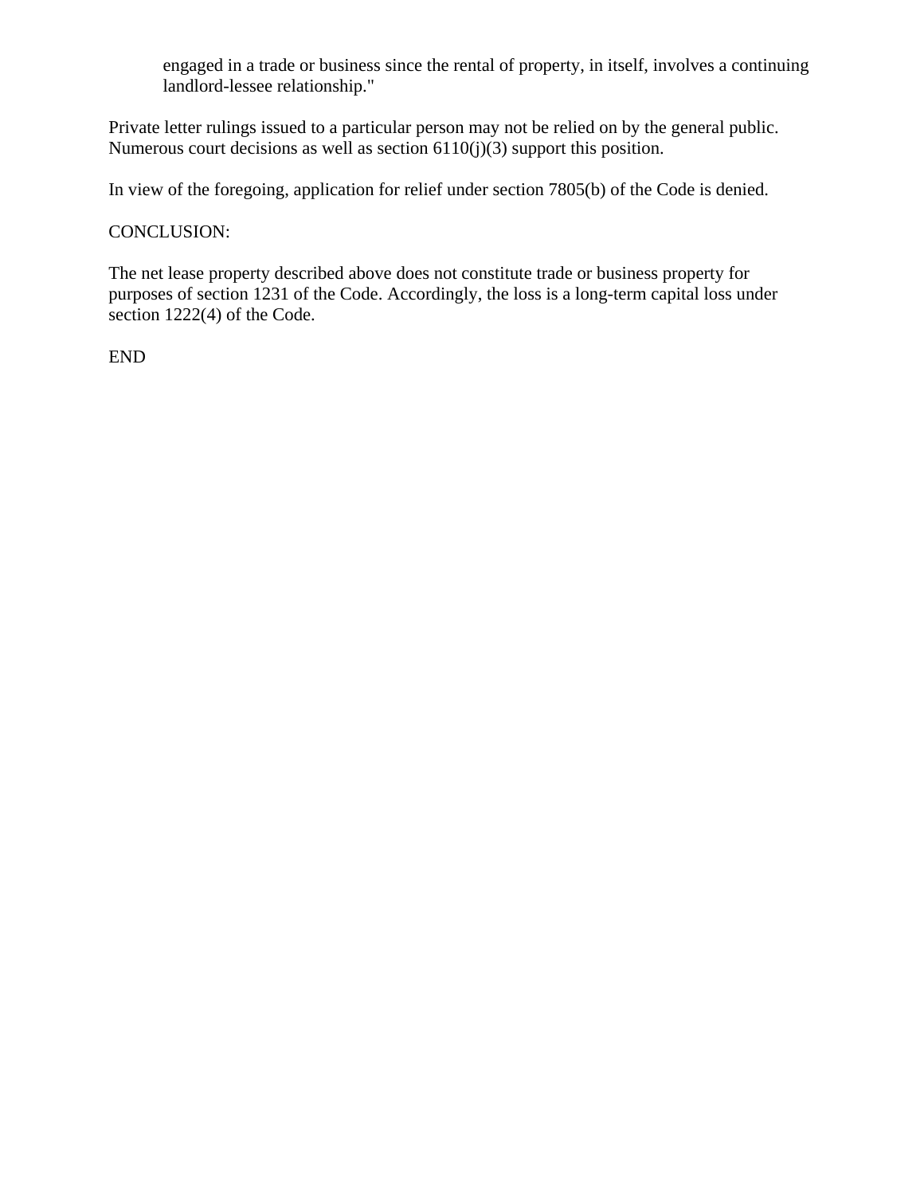> engaged in a trade or business since the rental of property, in itself, involves a continuing landlord-lessee relationship."

Private letter rulings issued to a particular person may not be relied on by the general public. Numerous court decisions as well as section 6110(j)(3) support this position.

In view of the foregoing, application for relief under section 7805(b) of the Code is denied.

CONCLUSION:

The net lease property described above does not constitute trade or business property for purposes of section 1231 of the Code. Accordingly, the loss is a long-term capital loss under section 1222(4) of the Code.

END